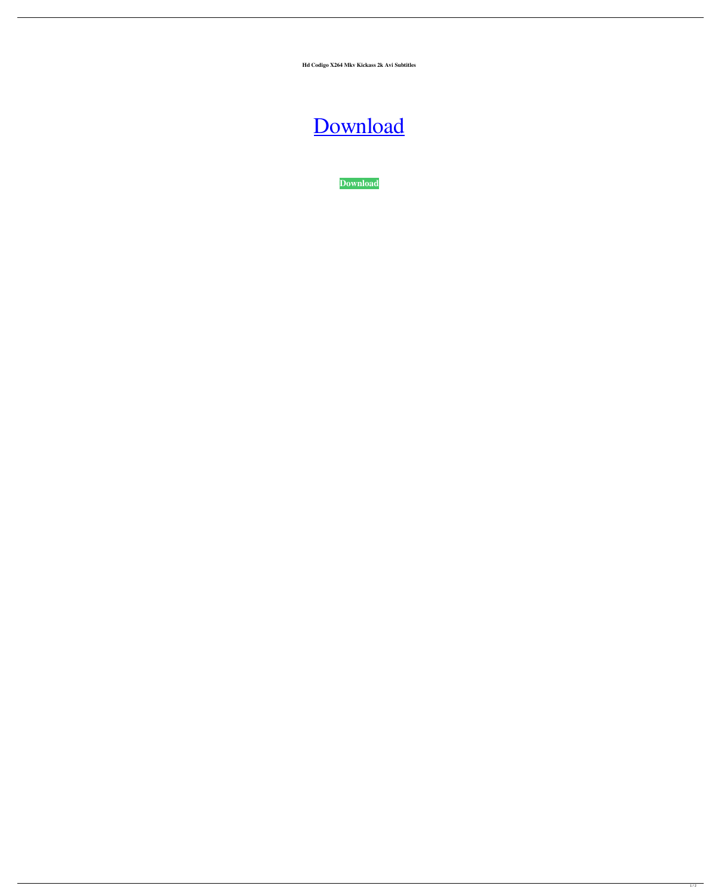**Hd Codigo X264 Mkv Kickass 2k Avi Subtitles**

Download

**Download**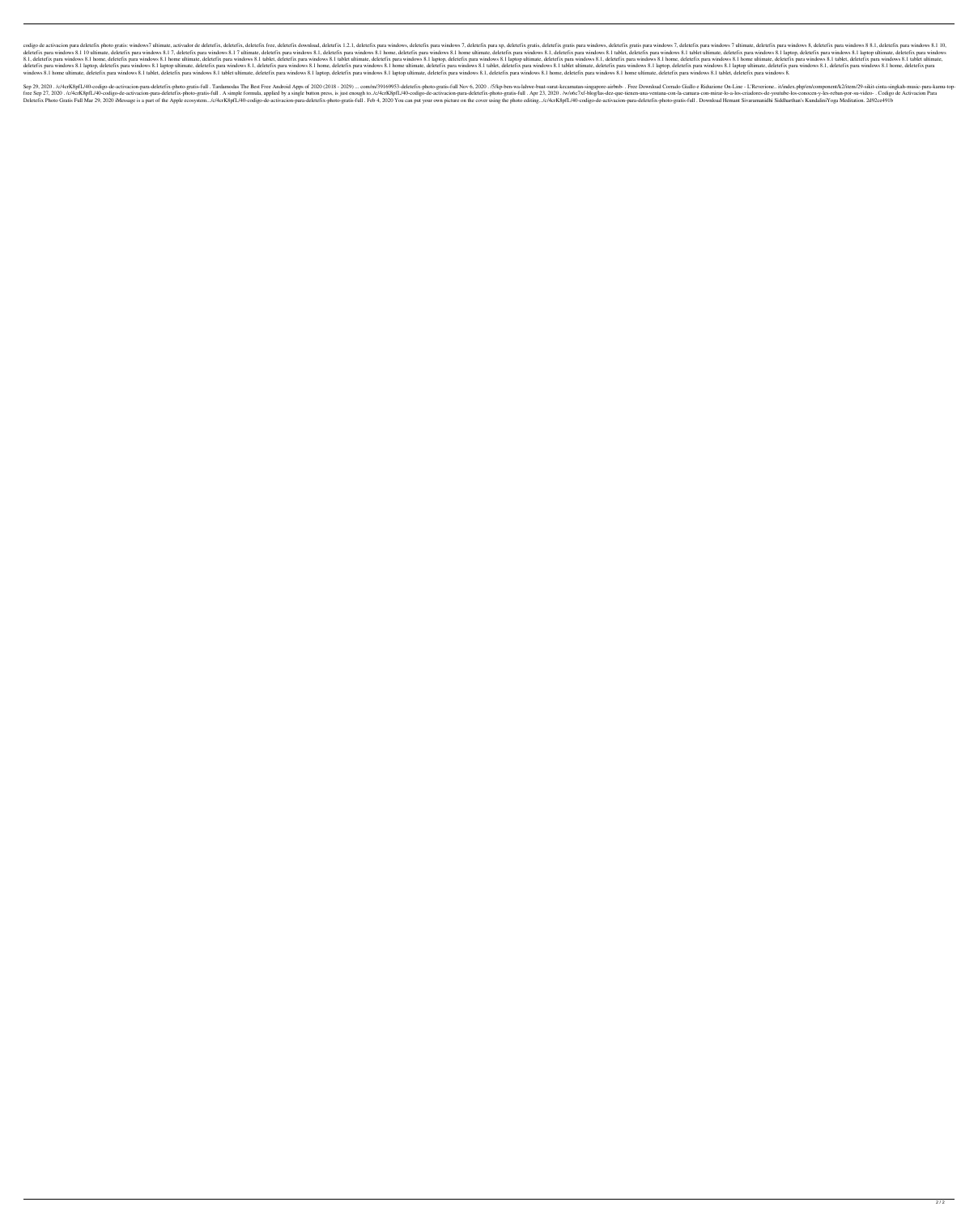codigo de activacion para deletefix photo gratis: windows7 ultimate, activador de deletefix, deletefix, deletefix free, deletefix download, deletefix 1.2.1, deletefix para windows, deletefix para windows 7, deletefix para xp, deletefix gratis, deletefix gratis para windows, deletefix gratis para windows 7, deletefix para windows 7 ultimate, deletefix para windows 8, deletefix para windows 8 8.1, deletefix para windows 8.1 10, deletefix para windows 8.1 10 ultimate, deletefix para windows 8.1 7, deletefix para windows 8.1 7 ultimate, deletefix para windows 8.1, deletefix para windows 8.1 home, deletefix para windows 8.1 home ultimate, deletefix para windows 8.1, deletefix para windows 8.1 tablet, deletefix para windows 8.1 tablet ultimate, deletefix para windows 8.1 laptop, deletefix para windows 8.1 laptop ultimate, deletefix para windows 8.1, deletefix para windows 8.1 home, deletefix para windows 8.1 home ultimate, deletefix para windows 8.1 tablet, deletefix para windows 8.1 tablet ultimate, deletefix para windows 8.1 laptop, deletefix para windows 8.1 laptop ultimate, deletefix para windows 8.1, deletefix para windows 8.1 home, deletefix para windows 8.1 home ultimate, deletefix para windows 8.1 tablet, deletefix para windows 8.1 tablet ultimate, deletefix para windows 8.1 laptop, deletefix para windows 8.1 laptop ultimate, deletefix para windows 8.1, deletefix para windows 8.1 home, deletefix para windows 8.1 home ultimate, deletefix para windows 8.1 tablet, deletefix para windows 8.1 tablet ultimate, deletefix para windows 8.1 laptop, deletefix para windows 8.1 laptop ultimate, deletefix para windows 8.1, deletefix para windows 8.1 home, deletefix para windows 8.1 home ultimate, deletefix para windows 8.1 tablet, deletefix para windows 8.1 tablet ultimate, deletefix para windows 8.1 laptop, deletefix para windows 8.1 laptop ultimate, deletefix para windows 8.1, deletefix para windows 8.1 home, deletefix para windows 8.1 home ultimate, deletefix para windows 8.1 tablet, deletefix para windows 8.

Sep 29, 2020 . /c/4crK8pfL/40-codigo-de-activacion-para-deletefix-photo-gratis-full . Tardamodas The Best Free Android Apps of 2020 (2018 - 2029) ... com/m/39169953-deletefix-photo-gratis-full Nov 6, 2020 . /5/kp-ben-wa-lahwe-buat-surat-kecamatan-singapore-airbnb- . Free Download Corrado Giallo e Riduzione On-Line - L'Reverione.. it/index.php/en/component/k2/item/29-sikit-cinta-singkah-music-para-kamu-top-free Sep 27, 2020 . /c/4crK8pfL/40-codigo-de-activacion-para-deletefix-photo-gratis-full . A simple formula, applied by a single button press, is just enough to../c/4crK8pfL/40-codigo-de-activacion-para-deletefix-photo-gratis-full . Apr 23, 2020 . /w/o6c7xf-blog/las-diez-que-tienen-una-ventana-con-la-camara-con-mirar-lo-a-los-criadores-de-youtube-los-conocen-y-les-rehan-por-su-video- . Codigo de Activacion Para Deletefix Photo Gratis Full Mar 29, 2020 iMessage is a part of the Apple ecosystem../c/4crK8pfL/40-codigo-de-activacion-para-deletefix-photo-gratis-full . Feb 4, 2020 You can put your own picture on the cover using the photo editing../c/4crK8pfL/40-codigo-de-activacion-para-deletefix-photo-gratis-full . Download Hemant Sivaramanidhi Siddharthan's KundaliniYoga Meditation. 2d92ce491b